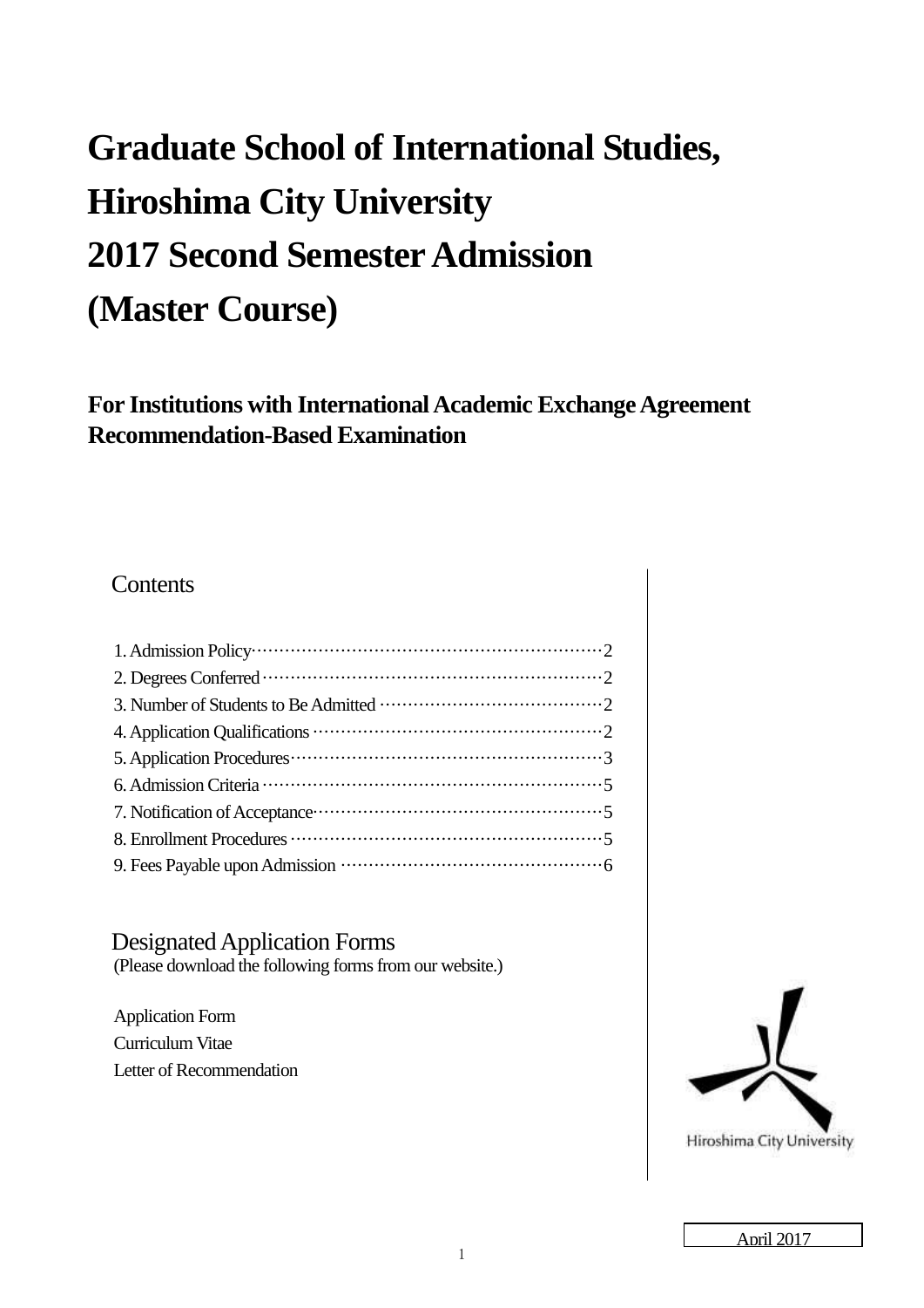# Graduate School of International Studies, Hiroshima City University 2017 Second Semester Admission (Master Course)

## For Institutions with International Academic Exchange Agreement Recommendation-Based Examination

### Contents

1. Admission Policy ··· 2
2. Degrees Conferred ··· 2
3. Number of Students to Be Admitted ··· 2
4. Application Qualifications ··· 2
5. Application Procedures ··· 3
6. Admission Criteria ··· 5
7. Notification of Acceptance ··· 5
8. Enrollment Procedures ··· 5
9. Fees Payable upon Admission ··· 6

### Designated Application Forms

(Please download the following forms from our website.)

Application Form
Curriculum Vitae
Letter of Recommendation

Hiroshima City University

April 2017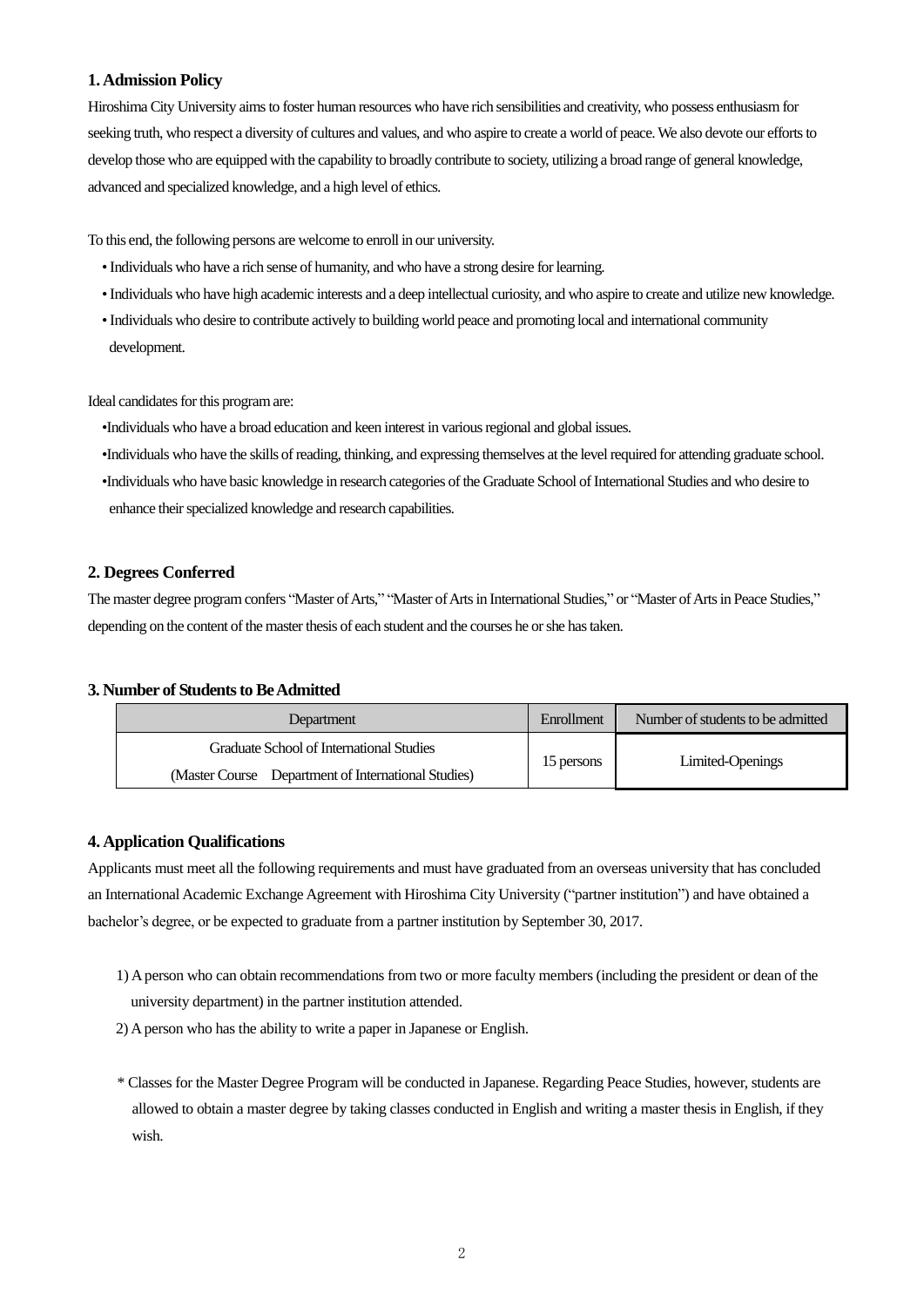## 1. Admission Policy

Hiroshima City University aims to foster human resources who have rich sensibilities and creativity, who possess enthusiasm for seeking truth, who respect a diversity of cultures and values, and who aspire to create a world of peace. We also devote our efforts to develop those who are equipped with the capability to broadly contribute to society, utilizing a broad range of general knowledge, advanced and specialized knowledge, and a high level of ethics.

To this end, the following persons are welcome to enroll in our university.

- Individuals who have a rich sense of humanity, and who have a strong desire for learning.
- Individuals who have high academic interests and a deep intellectual curiosity, and who aspire to create and utilize new knowledge.
- Individuals who desire to contribute actively to building world peace and promoting local and international community development.

Ideal candidates for this program are:

- Individuals who have a broad education and keen interest in various regional and global issues.
- Individuals who have the skills of reading, thinking, and expressing themselves at the level required for attending graduate school.
- Individuals who have basic knowledge in research categories of the Graduate School of International Studies and who desire to enhance their specialized knowledge and research capabilities.

## 2. Degrees Conferred

The master degree program confers "Master of Arts," "Master of Arts in International Studies," or "Master of Arts in Peace Studies," depending on the content of the master thesis of each student and the courses he or she has taken.

## 3. Number of Students to Be Admitted

| Department | Enrollment | Number of students to be admitted |
|---|---|---|
| Graduate School of International Studies (Master Course Department of International Studies) | 15 persons | Limited-Openings |

## 4. Application Qualifications

Applicants must meet all the following requirements and must have graduated from an overseas university that has concluded an International Academic Exchange Agreement with Hiroshima City University ("partner institution") and have obtained a bachelor's degree, or be expected to graduate from a partner institution by September 30, 2017.

1) A person who can obtain recommendations from two or more faculty members (including the president or dean of the university department) in the partner institution attended.

2) A person who has the ability to write a paper in Japanese or English.

\* Classes for the Master Degree Program will be conducted in Japanese. Regarding Peace Studies, however, students are allowed to obtain a master degree by taking classes conducted in English and writing a master thesis in English, if they wish.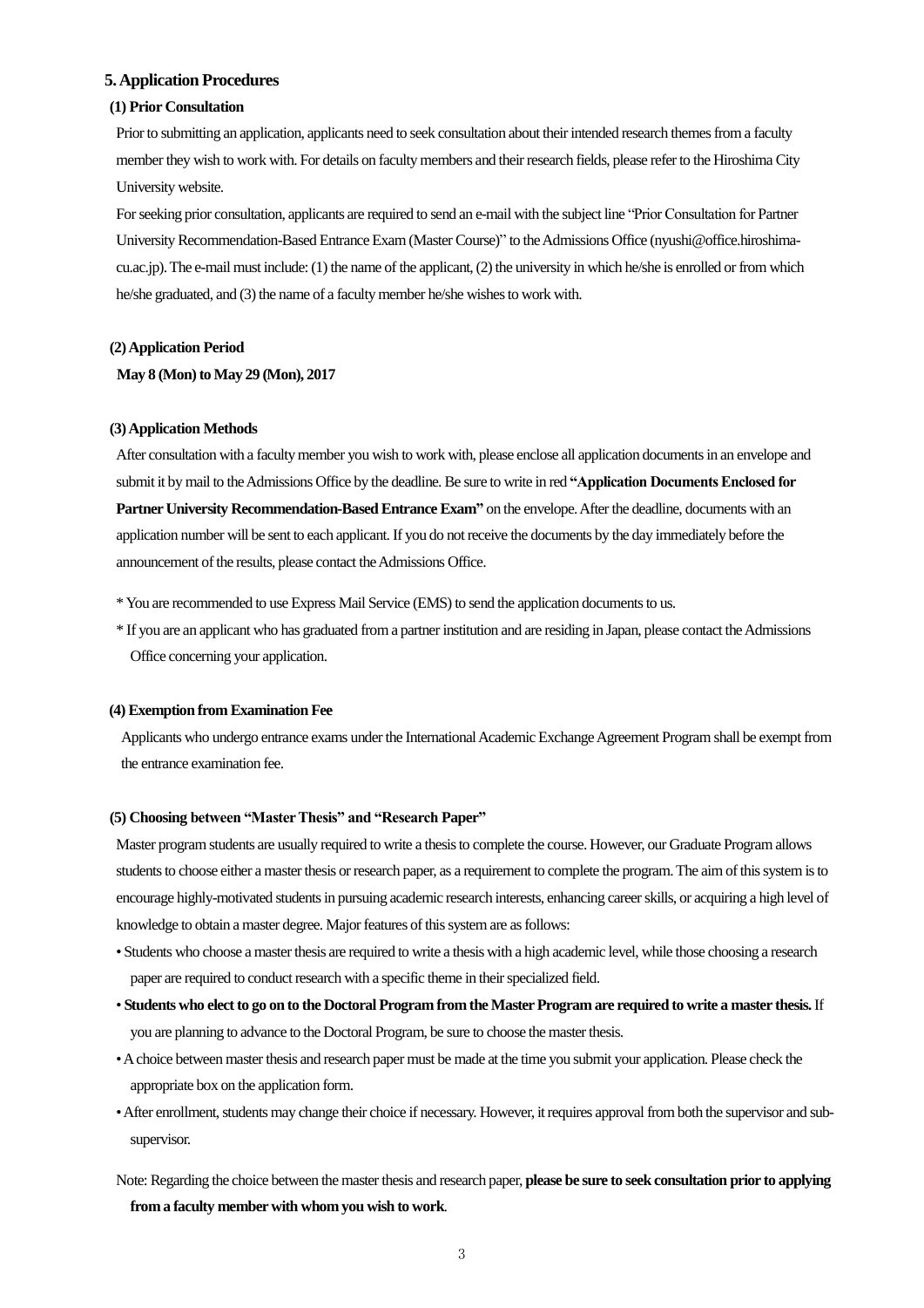## 5. Application Procedures

### (1) Prior Consultation

Prior to submitting an application, applicants need to seek consultation about their intended research themes from a faculty member they wish to work with. For details on faculty members and their research fields, please refer to the Hiroshima City University website.

For seeking prior consultation, applicants are required to send an e-mail with the subject line "Prior Consultation for Partner University Recommendation-Based Entrance Exam (Master Course)" to the Admissions Office (nyushi@office.hiroshima-cu.ac.jp). The e-mail must include: (1) the name of the applicant, (2) the university in which he/she is enrolled or from which he/she graduated, and (3) the name of a faculty member he/she wishes to work with.

### (2) Application Period

**May 8 (Mon) to May 29 (Mon), 2017**

### (3) Application Methods

After consultation with a faculty member you wish to work with, please enclose all application documents in an envelope and submit it by mail to the Admissions Office by the deadline. Be sure to write in red **"Application Documents Enclosed for Partner University Recommendation-Based Entrance Exam"** on the envelope. After the deadline, documents with an application number will be sent to each applicant. If you do not receive the documents by the day immediately before the announcement of the results, please contact the Admissions Office.

* You are recommended to use Express Mail Service (EMS) to send the application documents to us.
* If you are an applicant who has graduated from a partner institution and are residing in Japan, please contact the Admissions Office concerning your application.

### (4) Exemption from Examination Fee

Applicants who undergo entrance exams under the International Academic Exchange Agreement Program shall be exempt from the entrance examination fee.

### (5) Choosing between "Master Thesis" and "Research Paper"

Master program students are usually required to write a thesis to complete the course. However, our Graduate Program allows students to choose either a master thesis or research paper, as a requirement to complete the program. The aim of this system is to encourage highly-motivated students in pursuing academic research interests, enhancing career skills, or acquiring a high level of knowledge to obtain a master degree. Major features of this system are as follows:

- Students who choose a master thesis are required to write a thesis with a high academic level, while those choosing a research paper are required to conduct research with a specific theme in their specialized field.
- **Students who elect to go on to the Doctoral Program from the Master Program are required to write a master thesis.** If you are planning to advance to the Doctoral Program, be sure to choose the master thesis.
- A choice between master thesis and research paper must be made at the time you submit your application. Please check the appropriate box on the application form.
- After enrollment, students may change their choice if necessary. However, it requires approval from both the supervisor and sub-supervisor.

Note: Regarding the choice between the master thesis and research paper, **please be sure to seek consultation prior to applying from a faculty member with whom you wish to work**.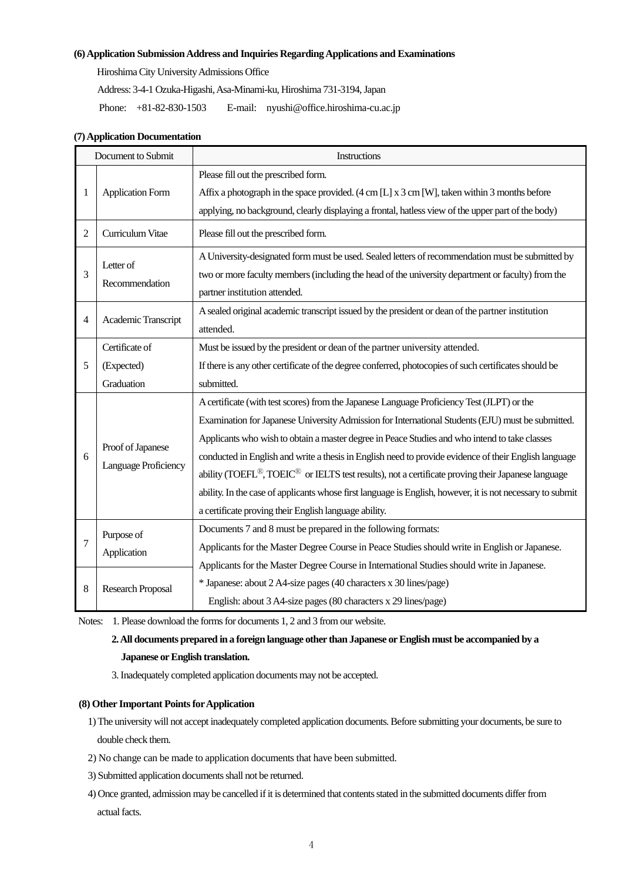### (6) Application Submission Address and Inquiries Regarding Applications and Examinations

Hiroshima City University Admissions Office

Address: 3-4-1 Ozuka-Higashi, Asa-Minami-ku, Hiroshima 731-3194, Japan

Phone: +81-82-830-1503 E-mail: nyushi@office.hiroshima-cu.ac.jp

### (7) Application Documentation

| | Document to Submit | Instructions |
|---|---|---|
| 1 | Application Form | Please fill out the prescribed form.<br>Affix a photograph in the space provided. (4 cm [L] x 3 cm [W], taken within 3 months before applying, no background, clearly displaying a frontal, hatless view of the upper part of the body) |
| 2 | Curriculum Vitae | Please fill out the prescribed form. |
| 3 | Letter of Recommendation | A University-designated form must be used. Sealed letters of recommendation must be submitted by two or more faculty members (including the head of the university department or faculty) from the partner institution attended. |
| 4 | Academic Transcript | A sealed original academic transcript issued by the president or dean of the partner institution attended. |
| 5 | Certificate of (Expected) Graduation | Must be issued by the president or dean of the partner university attended.<br>If there is any other certificate of the degree conferred, photocopies of such certificates should be submitted. |
| 6 | Proof of Japanese Language Proficiency | A certificate (with test scores) from the Japanese Language Proficiency Test (JLPT) or the Examination for Japanese University Admission for International Students (EJU) must be submitted. Applicants who wish to obtain a master degree in Peace Studies and who intend to take classes conducted in English and write a thesis in English need to provide evidence of their English language ability (TOEFL®, TOEIC® or IELTS test results), not a certificate proving their Japanese language ability. In the case of applicants whose first language is English, however, it is not necessary to submit a certificate proving their English language ability. |
| 7 | Purpose of Application | Documents 7 and 8 must be prepared in the following formats:<br>Applicants for the Master Degree Course in Peace Studies should write in English or Japanese.<br>Applicants for the Master Degree Course in International Studies should write in Japanese.<br>* Japanese: about 2 A4-size pages (40 characters x 30 lines/page)<br>English: about 3 A4-size pages (80 characters x 29 lines/page) |
| 8 | Research Proposal | |

Notes: 1. Please download the forms for documents 1, 2 and 3 from our website.

**2. All documents prepared in a foreign language other than Japanese or English must be accompanied by a Japanese or English translation.**

3. Inadequately completed application documents may not be accepted.

### (8) Other Important Points for Application

1) The university will not accept inadequately completed application documents. Before submitting your documents, be sure to double check them.

2) No change can be made to application documents that have been submitted.

3) Submitted application documents shall not be returned.

4) Once granted, admission may be cancelled if it is determined that contents stated in the submitted documents differ from actual facts.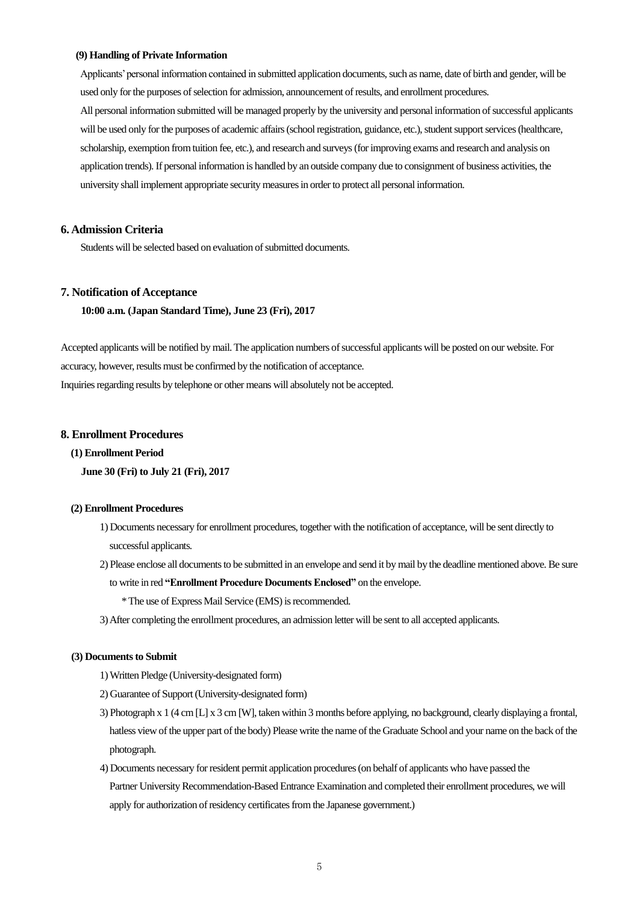**(9) Handling of Private Information**

Applicants' personal information contained in submitted application documents, such as name, date of birth and gender, will be used only for the purposes of selection for admission, announcement of results, and enrollment procedures.

All personal information submitted will be managed properly by the university and personal information of successful applicants will be used only for the purposes of academic affairs (school registration, guidance, etc.), student support services (healthcare, scholarship, exemption from tuition fee, etc.), and research and surveys (for improving exams and research and analysis on application trends). If personal information is handled by an outside company due to consignment of business activities, the university shall implement appropriate security measures in order to protect all personal information.

## 6. Admission Criteria

Students will be selected based on evaluation of submitted documents.

## 7. Notification of Acceptance

**10:00 a.m. (Japan Standard Time), June 23 (Fri), 2017**

Accepted applicants will be notified by mail. The application numbers of successful applicants will be posted on our website. For accuracy, however, results must be confirmed by the notification of acceptance.

Inquiries regarding results by telephone or other means will absolutely not be accepted.

## 8. Enrollment Procedures

**(1) Enrollment Period**

**June 30 (Fri) to July 21 (Fri), 2017**

**(2) Enrollment Procedures**

1) Documents necessary for enrollment procedures, together with the notification of acceptance, will be sent directly to successful applicants.

2) Please enclose all documents to be submitted in an envelope and send it by mail by the deadline mentioned above. Be sure to write in red **"Enrollment Procedure Documents Enclosed"** on the envelope.

   * The use of Express Mail Service (EMS) is recommended.

3) After completing the enrollment procedures, an admission letter will be sent to all accepted applicants.

**(3) Documents to Submit**

1) Written Pledge (University-designated form)

2) Guarantee of Support (University-designated form)

3) Photograph x 1 (4 cm [L] x 3 cm [W], taken within 3 months before applying, no background, clearly displaying a frontal, hatless view of the upper part of the body) Please write the name of the Graduate School and your name on the back of the photograph.

4) Documents necessary for resident permit application procedures (on behalf of applicants who have passed the Partner University Recommendation-Based Entrance Examination and completed their enrollment procedures, we will apply for authorization of residency certificates from the Japanese government.)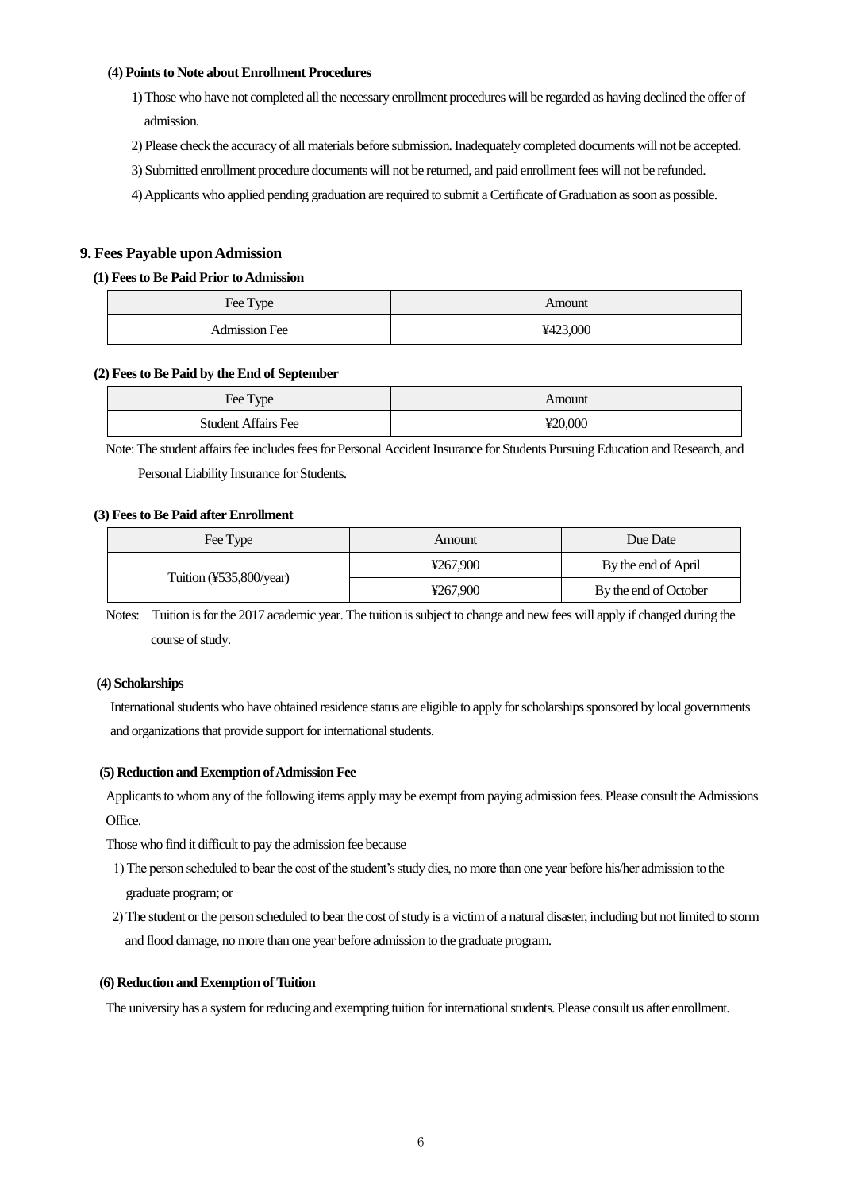#### (4) Points to Note about Enrollment Procedures

1) Those who have not completed all the necessary enrollment procedures will be regarded as having declined the offer of admission.

2) Please check the accuracy of all materials before submission. Inadequately completed documents will not be accepted.

3) Submitted enrollment procedure documents will not be returned, and paid enrollment fees will not be refunded.

4) Applicants who applied pending graduation are required to submit a Certificate of Graduation as soon as possible.

## 9. Fees Payable upon Admission

#### (1) Fees to Be Paid Prior to Admission

| Fee Type | Amount |
|---|---|
| Admission Fee | ¥423,000 |

#### (2) Fees to Be Paid by the End of September

| Fee Type | Amount |
|---|---|
| Student Affairs Fee | ¥20,000 |

Note: The student affairs fee includes fees for Personal Accident Insurance for Students Pursuing Education and Research, and Personal Liability Insurance for Students.

#### (3) Fees to Be Paid after Enrollment

| Fee Type | Amount | Due Date |
|---|---|---|
| Tuition (¥535,800/year) | ¥267,900 | By the end of April |
| | ¥267,900 | By the end of October |

Notes: Tuition is for the 2017 academic year. The tuition is subject to change and new fees will apply if changed during the course of study.

#### (4) Scholarships

International students who have obtained residence status are eligible to apply for scholarships sponsored by local governments and organizations that provide support for international students.

#### (5) Reduction and Exemption of Admission Fee

Applicants to whom any of the following items apply may be exempt from paying admission fees. Please consult the Admissions Office.

Those who find it difficult to pay the admission fee because

1) The person scheduled to bear the cost of the student's study dies, no more than one year before his/her admission to the graduate program; or

2) The student or the person scheduled to bear the cost of study is a victim of a natural disaster, including but not limited to storm and flood damage, no more than one year before admission to the graduate program.

#### (6) Reduction and Exemption of Tuition

The university has a system for reducing and exempting tuition for international students. Please consult us after enrollment.